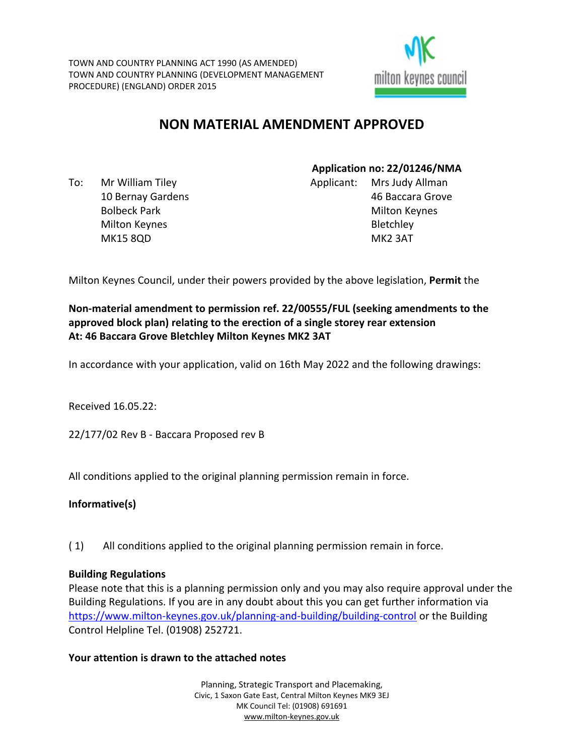TOWN AND COUNTRY PLANNING ACT 1990 (AS AMENDED)
TOWN AND COUNTRY PLANNING (DEVELOPMENT MANAGEMENT PROCEDURE) (ENGLAND) ORDER 2015

milton keynes council

# NON MATERIAL AMENDMENT APPROVED

**Application no: 22/01246/NMA**

To: Mr William Tiley
10 Bernay Gardens
Bolbeck Park
Milton Keynes
MK15 8QD

Applicant: Mrs Judy Allman
46 Baccara Grove
Milton Keynes
Bletchley
MK2 3AT

Milton Keynes Council, under their powers provided by the above legislation, **Permit** the

**Non-material amendment to permission ref. 22/00555/FUL (seeking amendments to the approved block plan) relating to the erection of a single storey rear extension**
**At: 46 Baccara Grove Bletchley Milton Keynes MK2 3AT**

In accordance with your application, valid on 16th May 2022 and the following drawings:

Received 16.05.22:

22/177/02 Rev B - Baccara Proposed rev B

All conditions applied to the original planning permission remain in force.

**Informative(s)**

( 1) All conditions applied to the original planning permission remain in force.

**Building Regulations**
Please note that this is a planning permission only and you may also require approval under the Building Regulations. If you are in any doubt about this you can get further information via https://www.milton-keynes.gov.uk/planning-and-building/building-control or the Building Control Helpline Tel. (01908) 252721.

**Your attention is drawn to the attached notes**

Planning, Strategic Transport and Placemaking,
Civic, 1 Saxon Gate East, Central Milton Keynes MK9 3EJ
MK Council Tel: (01908) 691691
www.milton-keynes.gov.uk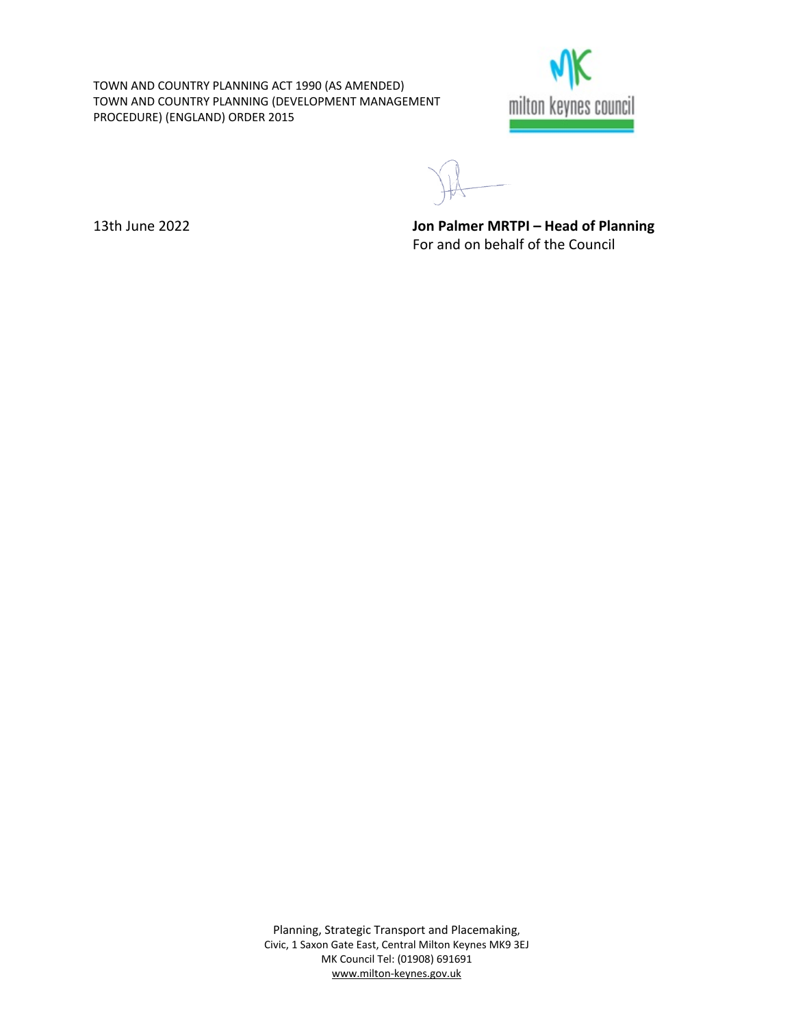TOWN AND COUNTRY PLANNING ACT 1990 (AS AMENDED)
TOWN AND COUNTRY PLANNING (DEVELOPMENT MANAGEMENT PROCEDURE) (ENGLAND) ORDER 2015

13th June 2022

**Jon Palmer MRTPI – Head of Planning**
For and on behalf of the Council

Planning, Strategic Transport and Placemaking,
Civic, 1 Saxon Gate East, Central Milton Keynes MK9 3EJ
MK Council Tel: (01908) 691691
www.milton-keynes.gov.uk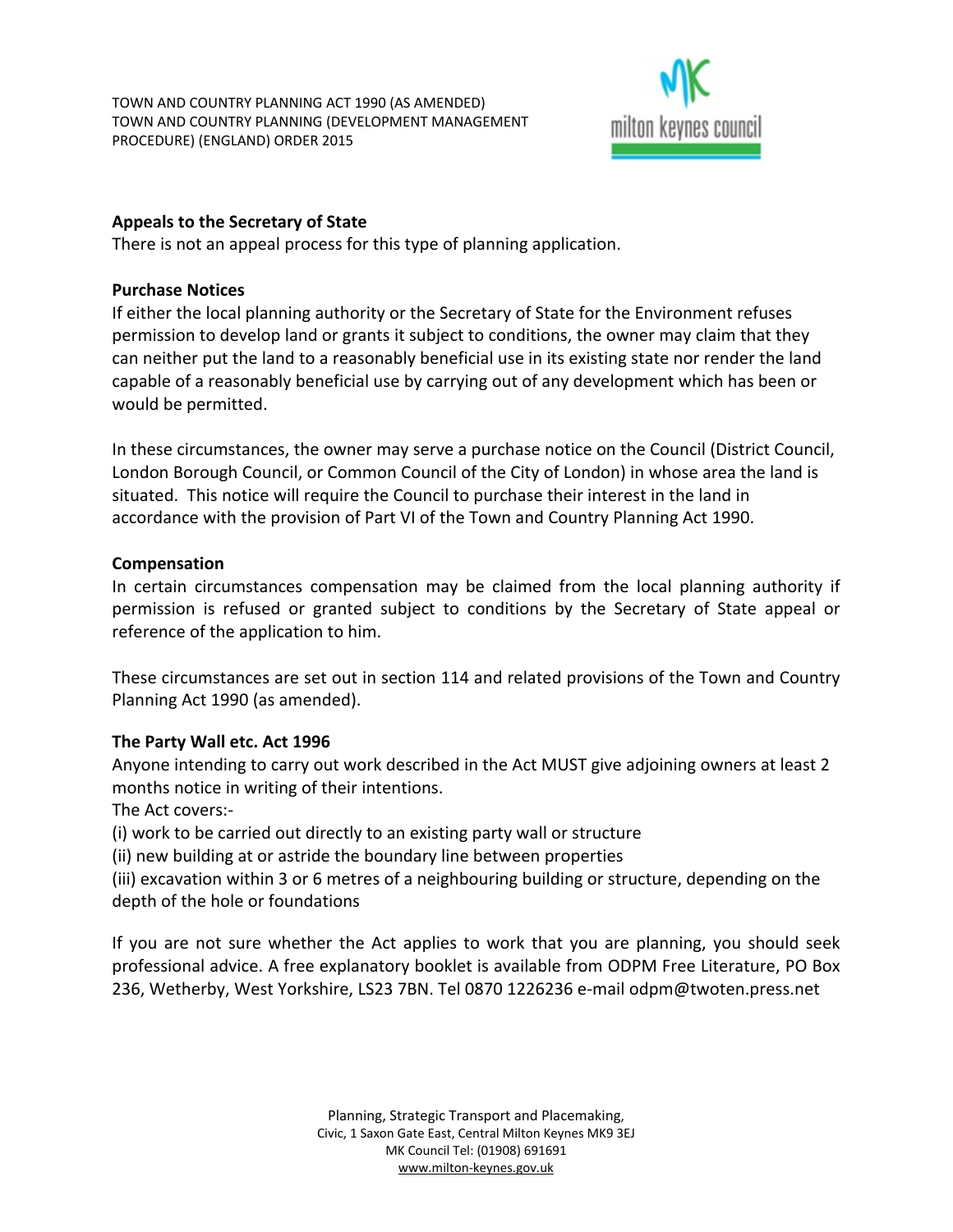TOWN AND COUNTRY PLANNING ACT 1990 (AS AMENDED)
TOWN AND COUNTRY PLANNING (DEVELOPMENT MANAGEMENT PROCEDURE) (ENGLAND) ORDER 2015

**Appeals to the Secretary of State**

There is not an appeal process for this type of planning application.

**Purchase Notices**

If either the local planning authority or the Secretary of State for the Environment refuses permission to develop land or grants it subject to conditions, the owner may claim that they can neither put the land to a reasonably beneficial use in its existing state nor render the land capable of a reasonably beneficial use by carrying out of any development which has been or would be permitted.

In these circumstances, the owner may serve a purchase notice on the Council (District Council, London Borough Council, or Common Council of the City of London) in whose area the land is situated. This notice will require the Council to purchase their interest in the land in accordance with the provision of Part VI of the Town and Country Planning Act 1990.

**Compensation**

In certain circumstances compensation may be claimed from the local planning authority if permission is refused or granted subject to conditions by the Secretary of State appeal or reference of the application to him.

These circumstances are set out in section 114 and related provisions of the Town and Country Planning Act 1990 (as amended).

**The Party Wall etc. Act 1996**

Anyone intending to carry out work described in the Act MUST give adjoining owners at least 2 months notice in writing of their intentions.
The Act covers:-
(i) work to be carried out directly to an existing party wall or structure
(ii) new building at or astride the boundary line between properties
(iii) excavation within 3 or 6 metres of a neighbouring building or structure, depending on the depth of the hole or foundations

If you are not sure whether the Act applies to work that you are planning, you should seek professional advice. A free explanatory booklet is available from ODPM Free Literature, PO Box 236, Wetherby, West Yorkshire, LS23 7BN. Tel 0870 1226236 e-mail odpm@twoten.press.net